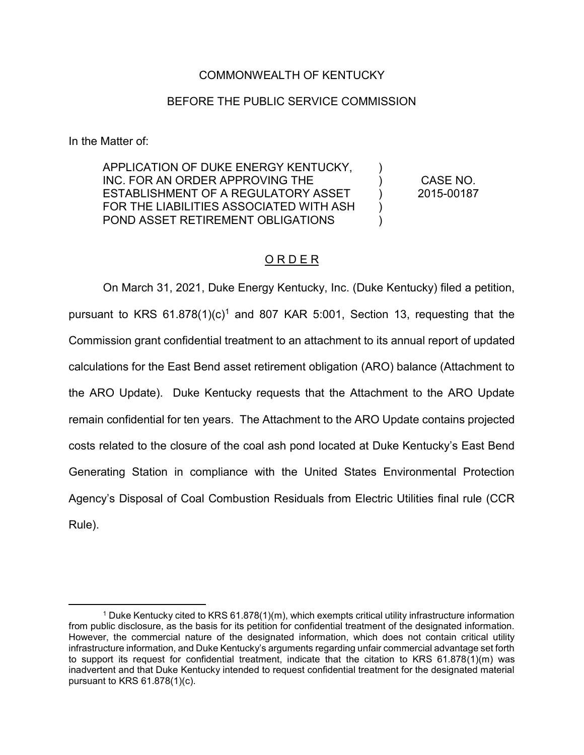COMMONWEALTH OF KENTUCKY

BEFORE THE PUBLIC SERVICE COMMISSION

In the Matter of:

| | | |
|---|---|---|
| APPLICATION OF DUKE ENERGY KENTUCKY, INC. FOR AN ORDER APPROVING THE ESTABLISHMENT OF A REGULATORY ASSET FOR THE LIABILITIES ASSOCIATED WITH ASH POND ASSET RETIREMENT OBLIGATIONS | ) ) ) ) ) | CASE NO. 2015-00187 |

## O R D E R

On March 31, 2021, Duke Energy Kentucky, Inc. (Duke Kentucky) filed a petition, pursuant to KRS 61.878(1)(c)[1] and 807 KAR 5:001, Section 13, requesting that the Commission grant confidential treatment to an attachment to its annual report of updated calculations for the East Bend asset retirement obligation (ARO) balance (Attachment to the ARO Update). Duke Kentucky requests that the Attachment to the ARO Update remain confidential for ten years. The Attachment to the ARO Update contains projected costs related to the closure of the coal ash pond located at Duke Kentucky's East Bend Generating Station in compliance with the United States Environmental Protection Agency's Disposal of Coal Combustion Residuals from Electric Utilities final rule (CCR Rule).

---

[1] Duke Kentucky cited to KRS 61.878(1)(m), which exempts critical utility infrastructure information from public disclosure, as the basis for its petition for confidential treatment of the designated information. However, the commercial nature of the designated information, which does not contain critical utility infrastructure information, and Duke Kentucky's arguments regarding unfair commercial advantage set forth to support its request for confidential treatment, indicate that the citation to KRS 61.878(1)(m) was inadvertent and that Duke Kentucky intended to request confidential treatment for the designated material pursuant to KRS 61.878(1)(c).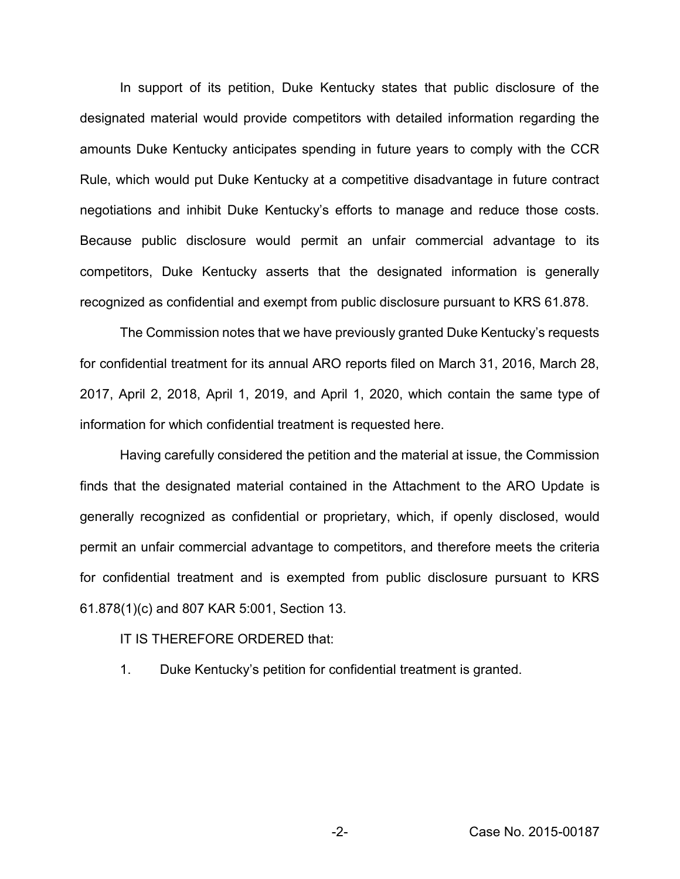In support of its petition, Duke Kentucky states that public disclosure of the designated material would provide competitors with detailed information regarding the amounts Duke Kentucky anticipates spending in future years to comply with the CCR Rule, which would put Duke Kentucky at a competitive disadvantage in future contract negotiations and inhibit Duke Kentucky's efforts to manage and reduce those costs. Because public disclosure would permit an unfair commercial advantage to its competitors, Duke Kentucky asserts that the designated information is generally recognized as confidential and exempt from public disclosure pursuant to KRS 61.878.

The Commission notes that we have previously granted Duke Kentucky's requests for confidential treatment for its annual ARO reports filed on March 31, 2016, March 28, 2017, April 2, 2018, April 1, 2019, and April 1, 2020, which contain the same type of information for which confidential treatment is requested here.

Having carefully considered the petition and the material at issue, the Commission finds that the designated material contained in the Attachment to the ARO Update is generally recognized as confidential or proprietary, which, if openly disclosed, would permit an unfair commercial advantage to competitors, and therefore meets the criteria for confidential treatment and is exempted from public disclosure pursuant to KRS 61.878(1)(c) and 807 KAR 5:001, Section 13.

IT IS THEREFORE ORDERED that:

1. Duke Kentucky's petition for confidential treatment is granted.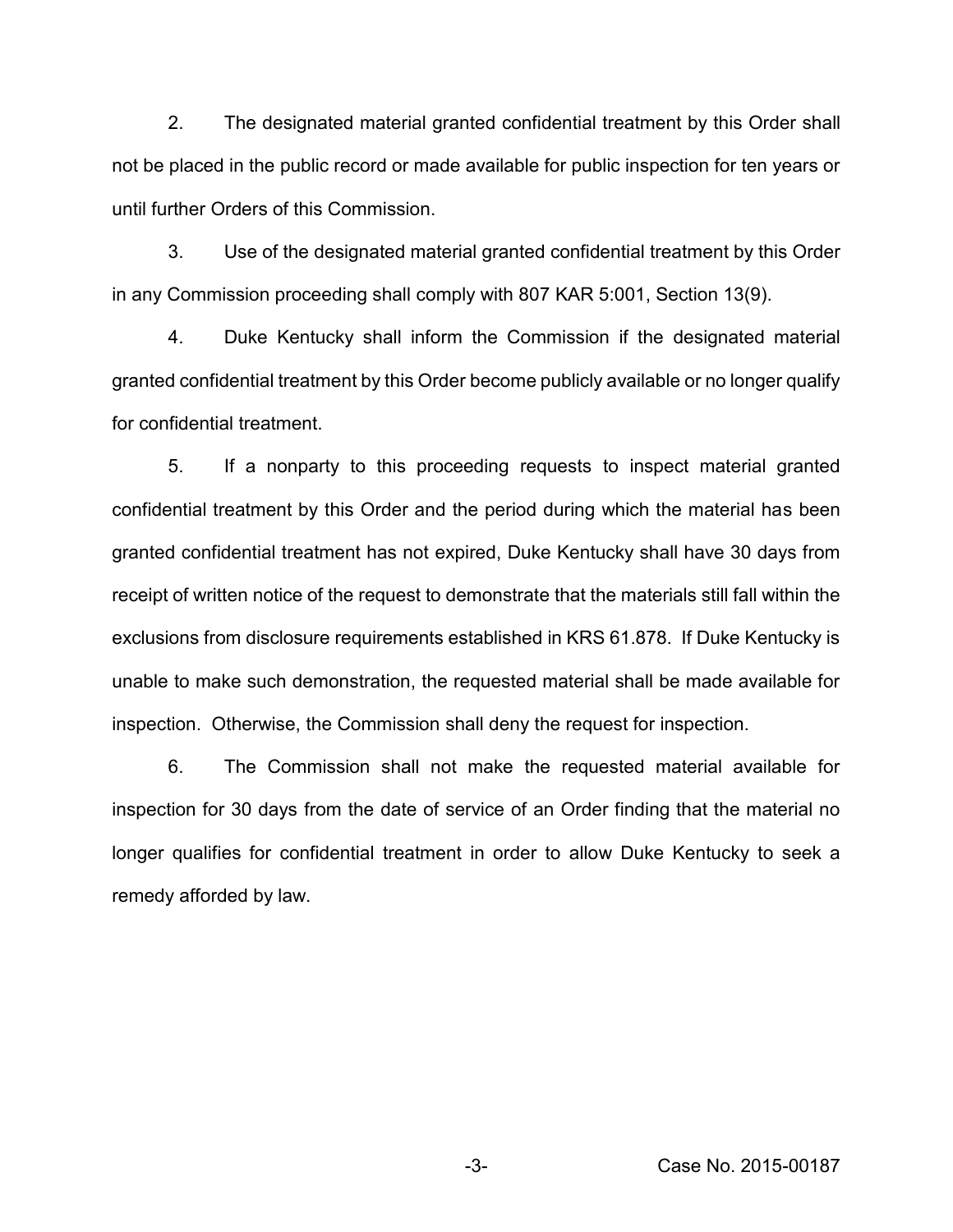2. The designated material granted confidential treatment by this Order shall not be placed in the public record or made available for public inspection for ten years or until further Orders of this Commission.

3. Use of the designated material granted confidential treatment by this Order in any Commission proceeding shall comply with 807 KAR 5:001, Section 13(9).

4. Duke Kentucky shall inform the Commission if the designated material granted confidential treatment by this Order become publicly available or no longer qualify for confidential treatment.

5. If a nonparty to this proceeding requests to inspect material granted confidential treatment by this Order and the period during which the material has been granted confidential treatment has not expired, Duke Kentucky shall have 30 days from receipt of written notice of the request to demonstrate that the materials still fall within the exclusions from disclosure requirements established in KRS 61.878. If Duke Kentucky is unable to make such demonstration, the requested material shall be made available for inspection. Otherwise, the Commission shall deny the request for inspection.

6. The Commission shall not make the requested material available for inspection for 30 days from the date of service of an Order finding that the material no longer qualifies for confidential treatment in order to allow Duke Kentucky to seek a remedy afforded by law.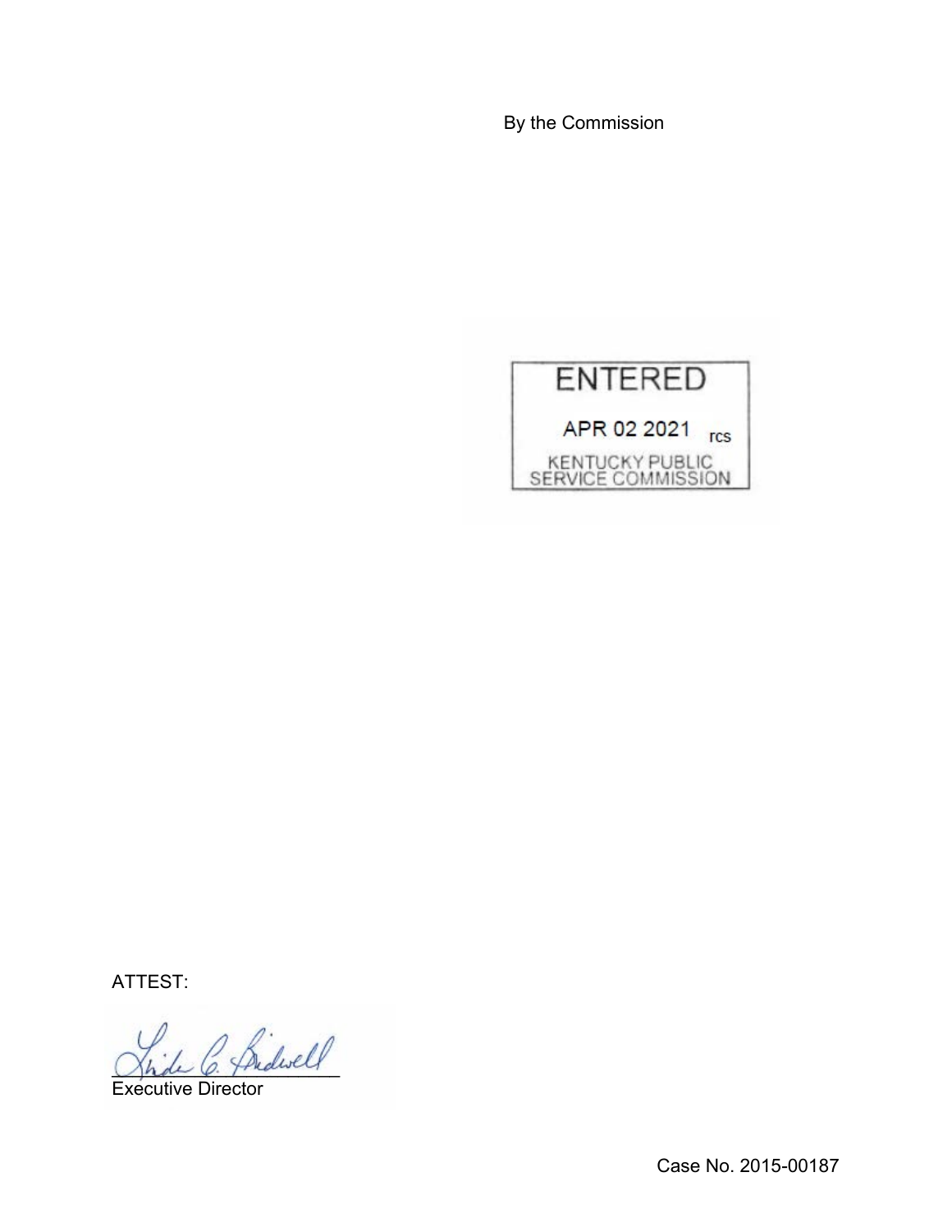By the Commission

ENTERED

APR 02 2021 rcs

KENTUCKY PUBLIC SERVICE COMMISSION

ATTEST:

Executive Director

Case No. 2015-00187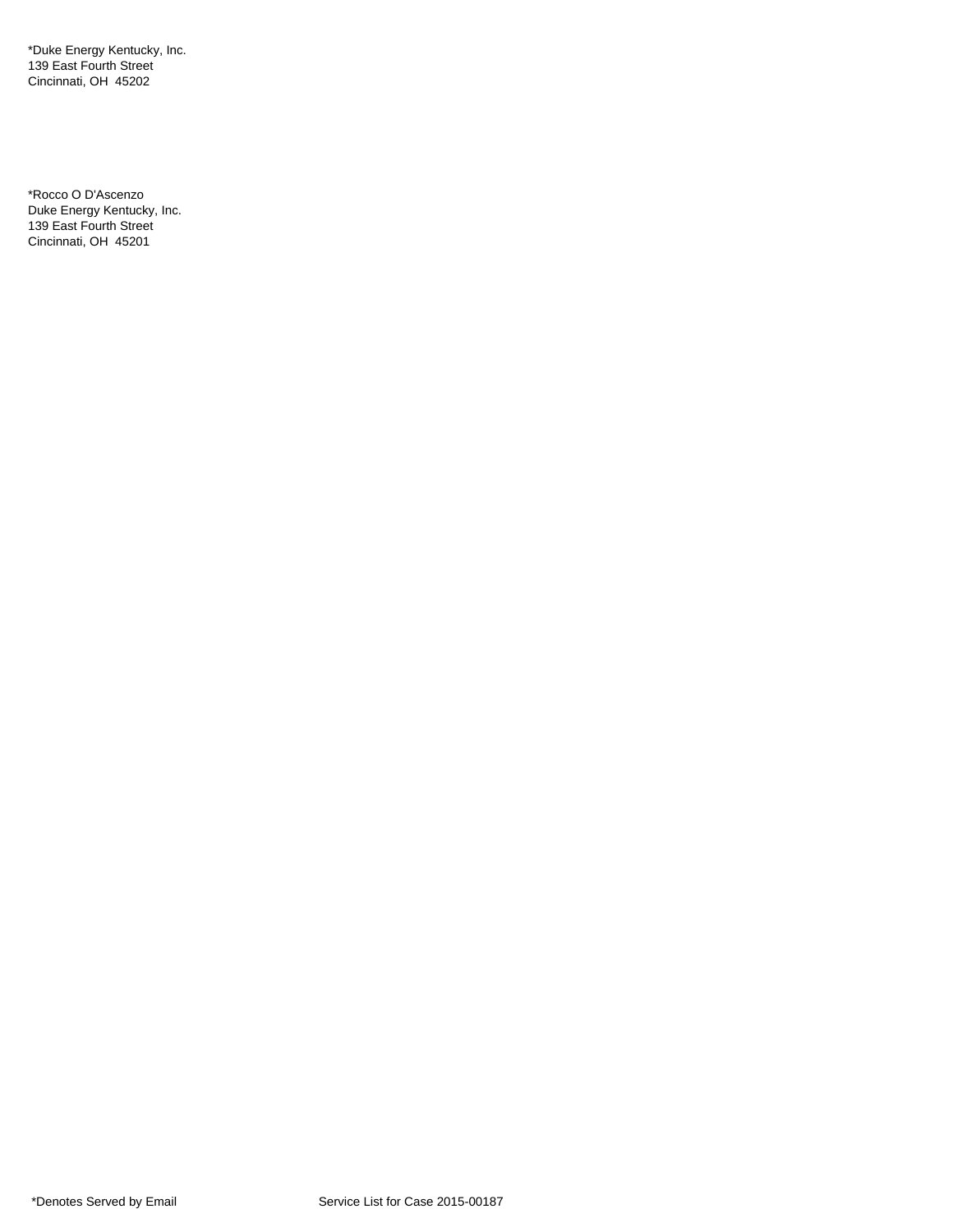*Duke Energy Kentucky, Inc.
139 East Fourth Street
Cincinnati, OH 45202

*Rocco O D'Ascenzo
Duke Energy Kentucky, Inc.
139 East Fourth Street
Cincinnati, OH 45201